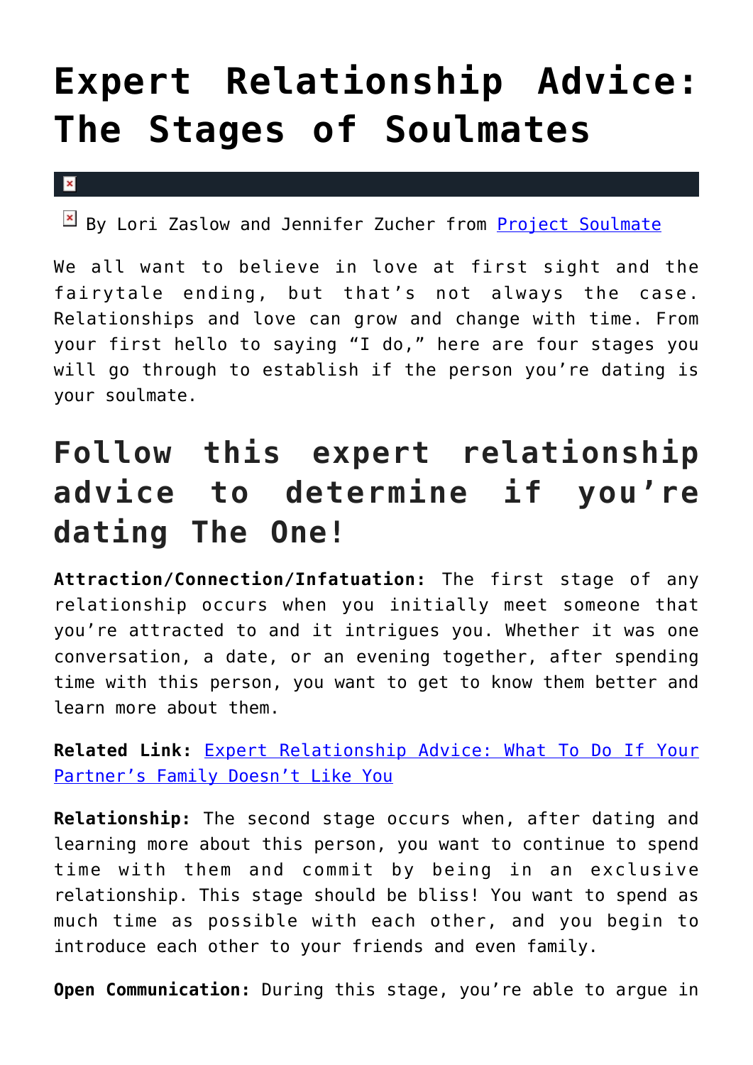# Expert Relationship Advice: The Stages of Soulmates

By Lori Zaslow and Jennifer Zucher from Project Soulmate

We all want to believe in love at first sight and the fairytale ending, but that's not always the case. Relationships and love can grow and change with time. From your first hello to saying "I do," here are four stages you will go through to establish if the person you're dating is your soulmate.

## Follow this expert relationship advice to determine if you're dating The One!

**Attraction/Connection/Infatuation:** The first stage of any relationship occurs when you initially meet someone that you're attracted to and it intrigues you. Whether it was one conversation, a date, or an evening together, after spending time with this person, you want to get to know them better and learn more about them.

**Related Link:** Expert Relationship Advice: What To Do If Your Partner's Family Doesn't Like You

**Relationship:** The second stage occurs when, after dating and learning more about this person, you want to continue to spend time with them and commit by being in an exclusive relationship. This stage should be bliss! You want to spend as much time as possible with each other, and you begin to introduce each other to your friends and even family.

**Open Communication:** During this stage, you're able to argue in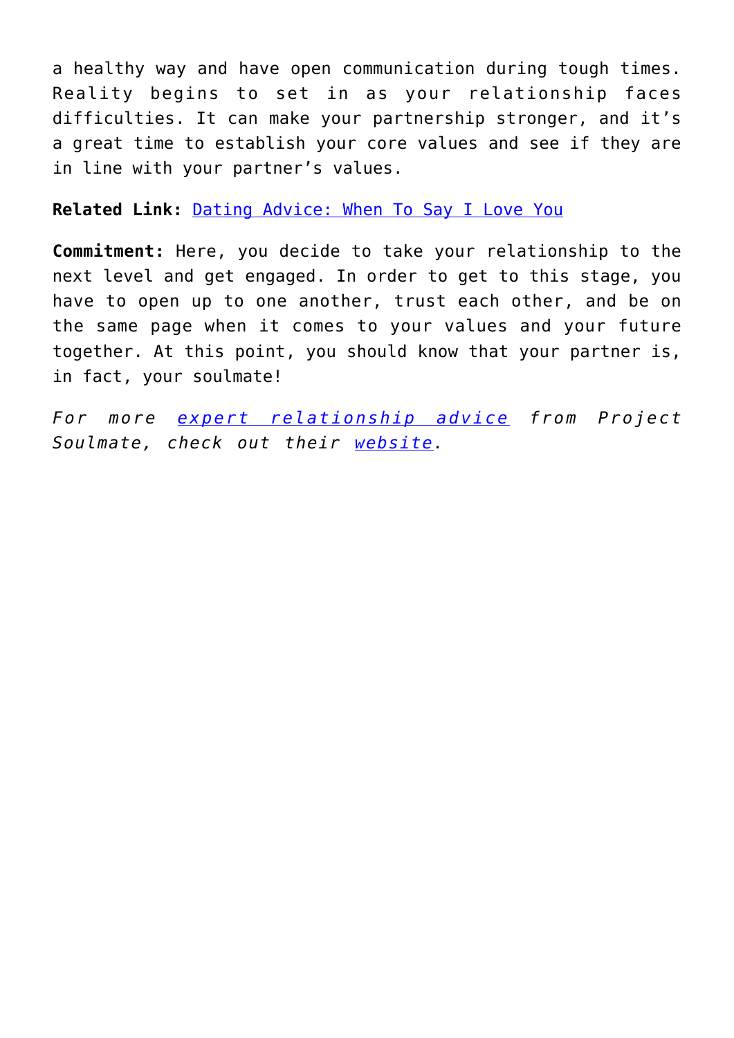a healthy way and have open communication during tough times. Reality begins to set in as your relationship faces difficulties. It can make your partnership stronger, and it's a great time to establish your core values and see if they are in line with your partner's values.

**Related Link:** Dating Advice: When To Say I Love You

**Commitment:** Here, you decide to take your relationship to the next level and get engaged. In order to get to this stage, you have to open up to one another, trust each other, and be on the same page when it comes to your values and your future together. At this point, you should know that your partner is, in fact, your soulmate!

*For more expert relationship advice from Project Soulmate, check out their website.*